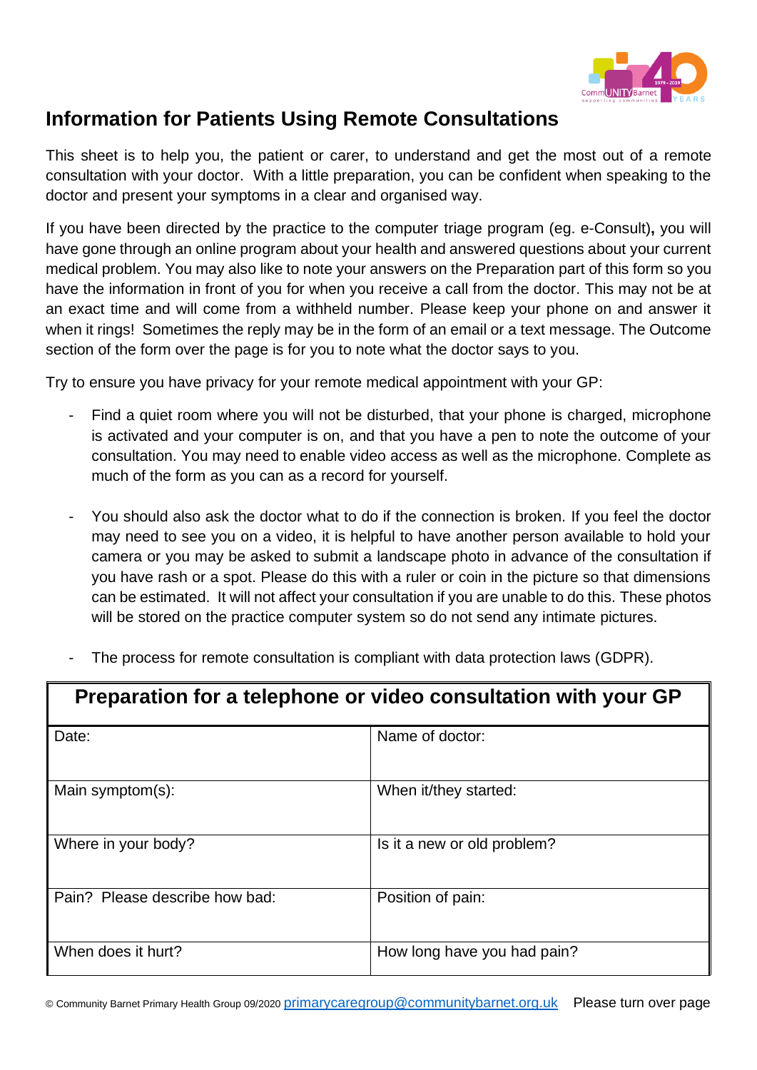# Information for Patients Using Remote Consultations

This sheet is to help you, the patient or carer, to understand and get the most out of a remote consultation with your doctor. With a little preparation, you can be confident when speaking to the doctor and present your symptoms in a clear and organised way.

If you have been directed by the practice to the computer triage program (eg. e-Consult), you will have gone through an online program about your health and answered questions about your current medical problem. You may also like to note your answers on the Preparation part of this form so you have the information in front of you for when you receive a call from the doctor. This may not be at an exact time and will come from a withheld number. Please keep your phone on and answer it when it rings! Sometimes the reply may be in the form of an email or a text message. The Outcome section of the form over the page is for you to note what the doctor says to you.

Try to ensure you have privacy for your remote medical appointment with your GP:

- Find a quiet room where you will not be disturbed, that your phone is charged, microphone is activated and your computer is on, and that you have a pen to note the outcome of your consultation. You may need to enable video access as well as the microphone. Complete as much of the form as you can as a record for yourself.

- You should also ask the doctor what to do if the connection is broken. If you feel the doctor may need to see you on a video, it is helpful to have another person available to hold your camera or you may be asked to submit a landscape photo in advance of the consultation if you have rash or a spot. Please do this with a ruler or coin in the picture so that dimensions can be estimated. It will not affect your consultation if you are unable to do this. These photos will be stored on the practice computer system so do not send any intimate pictures.

- The process for remote consultation is compliant with data protection laws (GDPR).

| Preparation for a telephone or video consultation with your GP | |
|---|---|
| Date: | Name of doctor: |
| Main symptom(s): | When it/they started: |
| Where in your body? | Is it a new or old problem? |
| Pain? Please describe how bad: | Position of pain: |
| When does it hurt? | How long have you had pain? |

© Community Barnet Primary Health Group 09/2020 primarycaregroup@communitybarnet.org.uk Please turn over page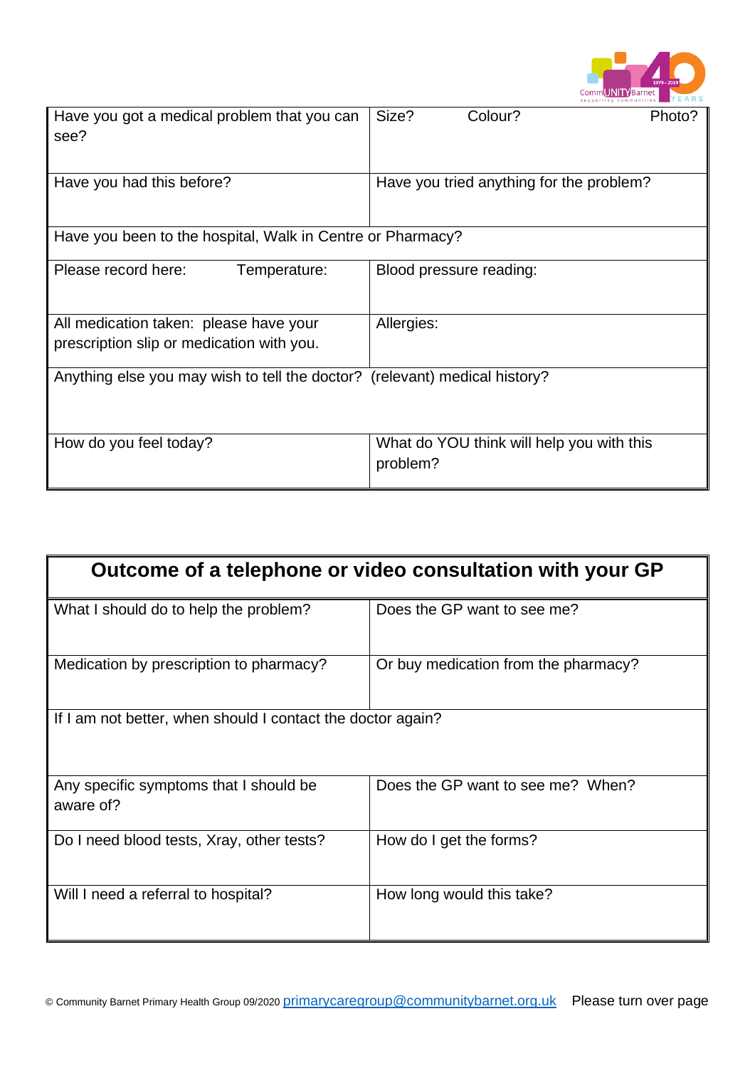| | |
|---|---|
| Have you got a medical problem that you can see? | Size? Colour? Photo? |
| Have you had this before? | Have you tried anything for the problem? |
| Have you been to the hospital, Walk in Centre or Pharmacy? | |
| Please record here: Temperature: | Blood pressure reading: |
| All medication taken: please have your prescription slip or medication with you. | Allergies: |
| Anything else you may wish to tell the doctor? (relevant) medical history? | |
| How do you feel today? | What do YOU think will help you with this problem? |

## Outcome of a telephone or video consultation with your GP

| | |
|---|---|
| What I should do to help the problem? | Does the GP want to see me? |
| Medication by prescription to pharmacy? | Or buy medication from the pharmacy? |
| If I am not better, when should I contact the doctor again? | |
| Any specific symptoms that I should be aware of? | Does the GP want to see me? When? |
| Do I need blood tests, Xray, other tests? | How do I get the forms? |
| Will I need a referral to hospital? | How long would this take? |

© Community Barnet Primary Health Group 09/2020 primarycaregroup@communitybarnet.org.uk Please turn over page